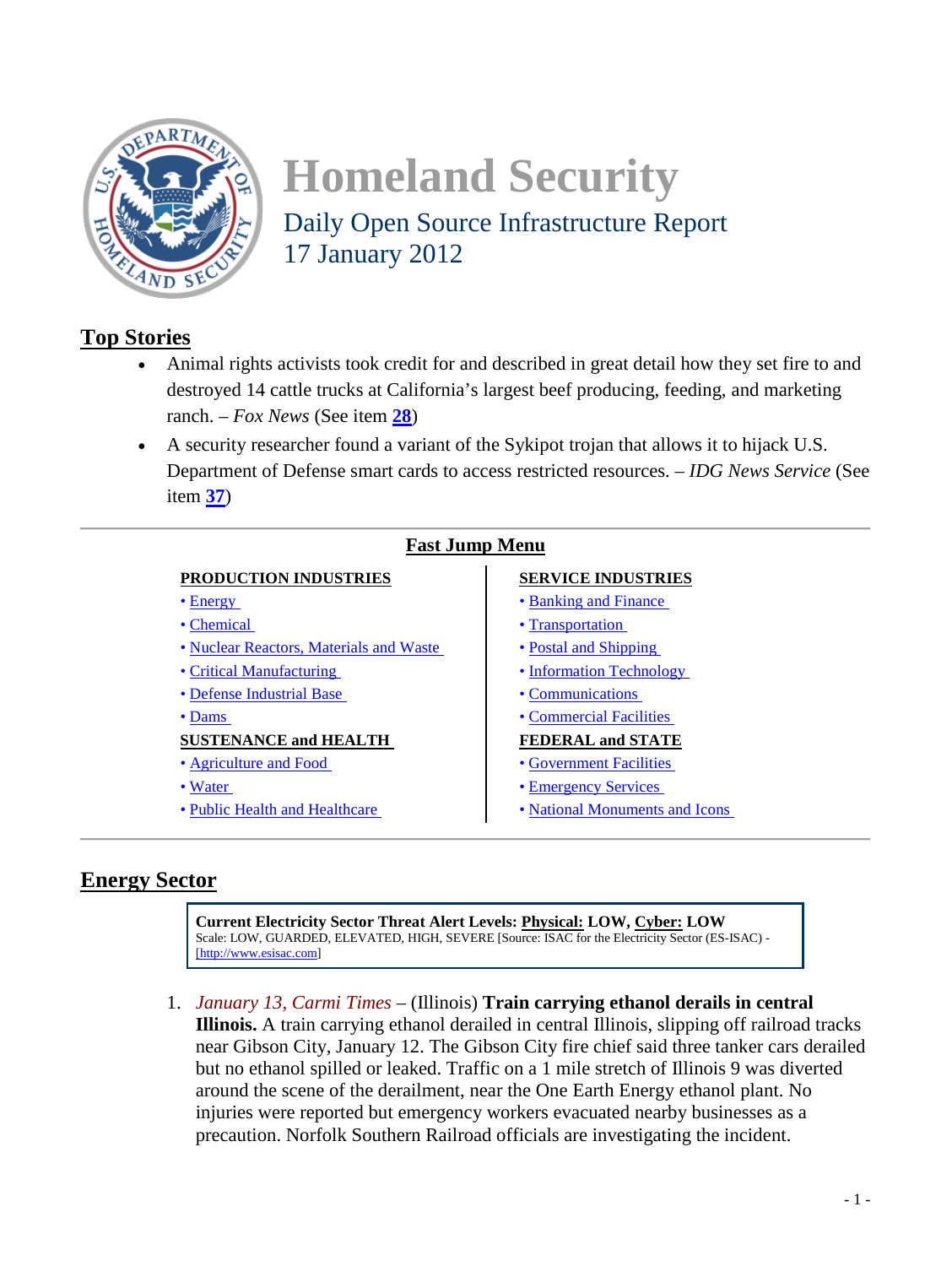# Homeland Security

Daily Open Source Infrastructure Report
17 January 2012

## Top Stories

- Animal rights activists took credit for and described in great detail how they set fire to and destroyed 14 cattle trucks at California's largest beef producing, feeding, and marketing ranch. – *Fox News* (See item **28**)
- A security researcher found a variant of the Sykipot trojan that allows it to hijack U.S. Department of Defense smart cards to access restricted resources. – *IDG News Service* (See item **37**)

## Fast Jump Menu

**PRODUCTION INDUSTRIES**
- Energy
- Chemical
- Nuclear Reactors, Materials and Waste
- Critical Manufacturing
- Defense Industrial Base
- Dams

**SUSTENANCE and HEALTH**
- Agriculture and Food
- Water
- Public Health and Healthcare

**SERVICE INDUSTRIES**
- Banking and Finance
- Transportation
- Postal and Shipping
- Information Technology
- Communications
- Commercial Facilities

**FEDERAL and STATE**
- Government Facilities
- Emergency Services
- National Monuments and Icons

## Energy Sector

**Current Electricity Sector Threat Alert Levels: Physical: LOW, Cyber: LOW**
Scale: LOW, GUARDED, ELEVATED, HIGH, SEVERE [Source: ISAC for the Electricity Sector (ES-ISAC) - [http://www.esisac.com]

1. *January 13, Carmi Times* – (Illinois) **Train carrying ethanol derails in central Illinois.** A train carrying ethanol derailed in central Illinois, slipping off railroad tracks near Gibson City, January 12. The Gibson City fire chief said three tanker cars derailed but no ethanol spilled or leaked. Traffic on a 1 mile stretch of Illinois 9 was diverted around the scene of the derailment, near the One Earth Energy ethanol plant. No injuries were reported but emergency workers evacuated nearby businesses as a precaution. Norfolk Southern Railroad officials are investigating the incident.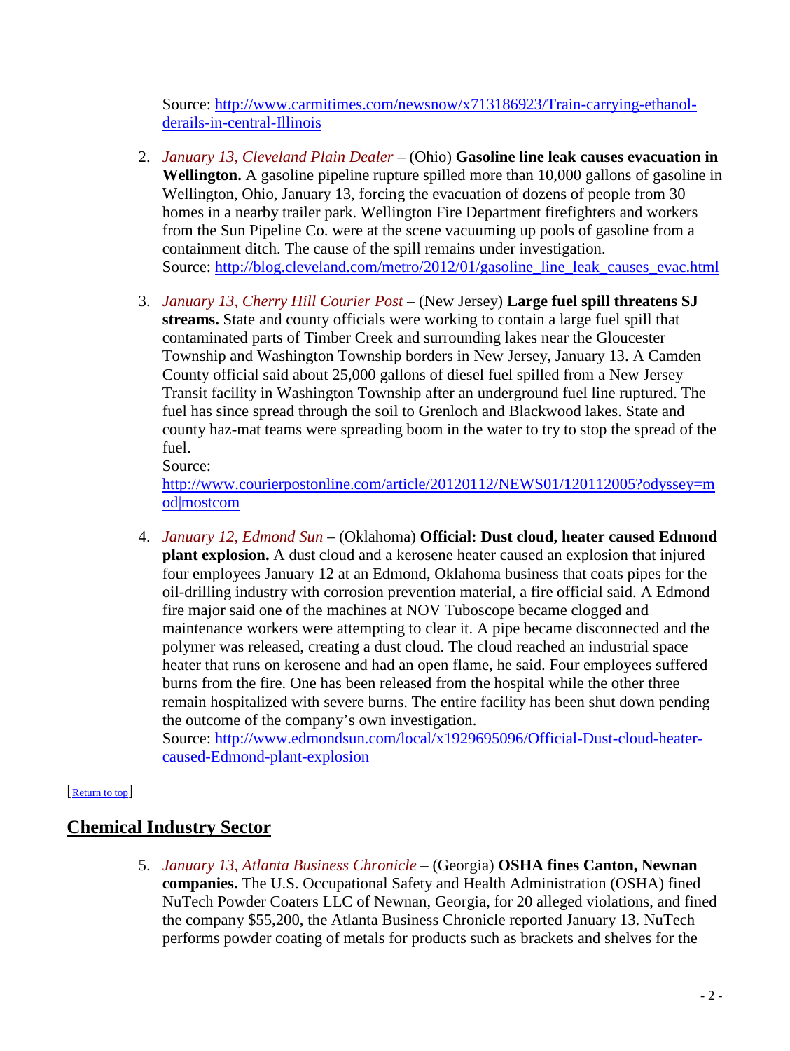Source: [http://www.carmitimes.com/newsnow/x713186923/Train-carrying-ethanol-derails-in-central-Illinois](http://www.carmitimes.com/newsnow/x713186923/Train-carrying-ethanol-derails-in-central-Illinois)

2. *January 13, Cleveland Plain Dealer* – (Ohio) **Gasoline line leak causes evacuation in Wellington.** A gasoline pipeline rupture spilled more than 10,000 gallons of gasoline in Wellington, Ohio, January 13, forcing the evacuation of dozens of people from 30 homes in a nearby trailer park. Wellington Fire Department firefighters and workers from the Sun Pipeline Co. were at the scene vacuuming up pools of gasoline from a containment ditch. The cause of the spill remains under investigation.
   Source: [http://blog.cleveland.com/metro/2012/01/gasoline_line_leak_causes_evac.html](http://blog.cleveland.com/metro/2012/01/gasoline_line_leak_causes_evac.html)

3. *January 13, Cherry Hill Courier Post* – (New Jersey) **Large fuel spill threatens SJ streams.** State and county officials were working to contain a large fuel spill that contaminated parts of Timber Creek and surrounding lakes near the Gloucester Township and Washington Township borders in New Jersey, January 13. A Camden County official said about 25,000 gallons of diesel fuel spilled from a New Jersey Transit facility in Washington Township after an underground fuel line ruptured. The fuel has since spread through the soil to Grenloch and Blackwood lakes. State and county haz-mat teams were spreading boom in the water to try to stop the spread of the fuel.
   Source:
   [http://www.courierpostonline.com/article/20120112/NEWS01/120112005?odyssey=mod|mostcom](http://www.courierpostonline.com/article/20120112/NEWS01/120112005?odyssey=mod|mostcom)

4. *January 12, Edmond Sun* – (Oklahoma) **Official: Dust cloud, heater caused Edmond plant explosion.** A dust cloud and a kerosene heater caused an explosion that injured four employees January 12 at an Edmond, Oklahoma business that coats pipes for the oil-drilling industry with corrosion prevention material, a fire official said. A Edmond fire major said one of the machines at NOV Tuboscope became clogged and maintenance workers were attempting to clear it. A pipe became disconnected and the polymer was released, creating a dust cloud. The cloud reached an industrial space heater that runs on kerosene and had an open flame, he said. Four employees suffered burns from the fire. One has been released from the hospital while the other three remain hospitalized with severe burns. The entire facility has been shut down pending the outcome of the company's own investigation.
   Source: [http://www.edmondsun.com/local/x1929695096/Official-Dust-cloud-heater-caused-Edmond-plant-explosion](http://www.edmondsun.com/local/x1929695096/Official-Dust-cloud-heater-caused-Edmond-plant-explosion)

[Return to top]

## Chemical Industry Sector

5. *January 13, Atlanta Business Chronicle* – (Georgia) **OSHA fines Canton, Newnan companies.** The U.S. Occupational Safety and Health Administration (OSHA) fined NuTech Powder Coaters LLC of Newnan, Georgia, for 20 alleged violations, and fined the company $55,200, the Atlanta Business Chronicle reported January 13. NuTech performs powder coating of metals for products such as brackets and shelves for the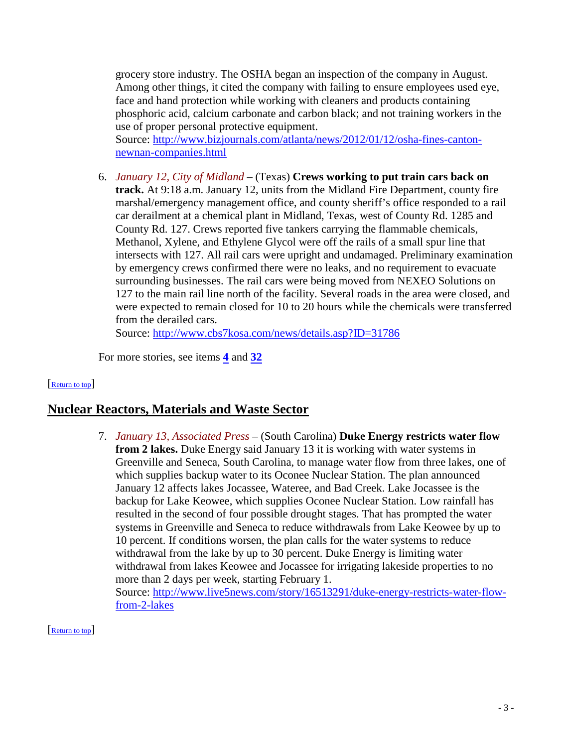grocery store industry. The OSHA began an inspection of the company in August. Among other things, it cited the company with failing to ensure employees used eye, face and hand protection while working with cleaners and products containing phosphoric acid, calcium carbonate and carbon black; and not training workers in the use of proper personal protective equipment.
Source: http://www.bizjournals.com/atlanta/news/2012/01/12/osha-fines-canton-newnan-companies.html

6. *January 12, City of Midland* – (Texas) **Crews working to put train cars back on track.** At 9:18 a.m. January 12, units from the Midland Fire Department, county fire marshal/emergency management office, and county sheriff's office responded to a rail car derailment at a chemical plant in Midland, Texas, west of County Rd. 1285 and County Rd. 127. Crews reported five tankers carrying the flammable chemicals, Methanol, Xylene, and Ethylene Glycol were off the rails of a small spur line that intersects with 127. All rail cars were upright and undamaged. Preliminary examination by emergency crews confirmed there were no leaks, and no requirement to evacuate surrounding businesses. The rail cars were being moved from NEXEO Solutions on 127 to the main rail line north of the facility. Several roads in the area were closed, and were expected to remain closed for 10 to 20 hours while the chemicals were transferred from the derailed cars.
Source: http://www.cbs7kosa.com/news/details.asp?ID=31786

For more stories, see items **4** and **32**

[Return to top]

## Nuclear Reactors, Materials and Waste Sector

7. *January 13, Associated Press* – (South Carolina) **Duke Energy restricts water flow from 2 lakes.** Duke Energy said January 13 it is working with water systems in Greenville and Seneca, South Carolina, to manage water flow from three lakes, one of which supplies backup water to its Oconee Nuclear Station. The plan announced January 12 affects lakes Jocassee, Wateree, and Bad Creek. Lake Jocassee is the backup for Lake Keowee, which supplies Oconee Nuclear Station. Low rainfall has resulted in the second of four possible drought stages. That has prompted the water systems in Greenville and Seneca to reduce withdrawals from Lake Keowee by up to 10 percent. If conditions worsen, the plan calls for the water systems to reduce withdrawal from the lake by up to 30 percent. Duke Energy is limiting water withdrawal from lakes Keowee and Jocassee for irrigating lakeside properties to no more than 2 days per week, starting February 1.
Source: http://www.live5news.com/story/16513291/duke-energy-restricts-water-flow-from-2-lakes

[Return to top]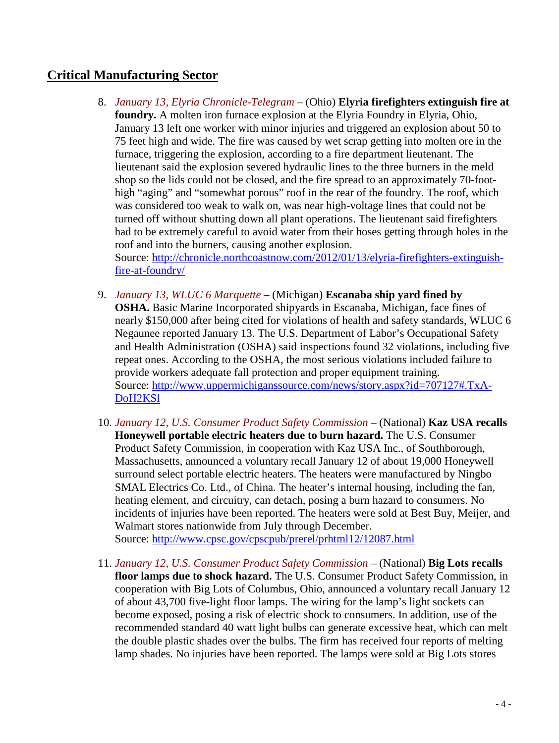## Critical Manufacturing Sector

8. *January 13, Elyria Chronicle-Telegram* – (Ohio) **Elyria firefighters extinguish fire at foundry.** A molten iron furnace explosion at the Elyria Foundry in Elyria, Ohio, January 13 left one worker with minor injuries and triggered an explosion about 50 to 75 feet high and wide. The fire was caused by wet scrap getting into molten ore in the furnace, triggering the explosion, according to a fire department lieutenant. The lieutenant said the explosion severed hydraulic lines to the three burners in the meld shop so the lids could not be closed, and the fire spread to an approximately 70-foot-high "aging" and "somewhat porous" roof in the rear of the foundry. The roof, which was considered too weak to walk on, was near high-voltage lines that could not be turned off without shutting down all plant operations. The lieutenant said firefighters had to be extremely careful to avoid water from their hoses getting through holes in the roof and into the burners, causing another explosion.
   Source: http://chronicle.northcoastnow.com/2012/01/13/elyria-firefighters-extinguish-fire-at-foundry/

9. *January 13, WLUC 6 Marquette* – (Michigan) **Escanaba ship yard fined by OSHA.** Basic Marine Incorporated shipyards in Escanaba, Michigan, face fines of nearly $150,000 after being cited for violations of health and safety standards, WLUC 6 Negaunee reported January 13. The U.S. Department of Labor's Occupational Safety and Health Administration (OSHA) said inspections found 32 violations, including five repeat ones. According to the OSHA, the most serious violations included failure to provide workers adequate fall protection and proper equipment training.
   Source: http://www.uppermichiganssource.com/news/story.aspx?id=707127#.TxA-DoH2KSl

10. *January 12, U.S. Consumer Product Safety Commission* – (National) **Kaz USA recalls Honeywell portable electric heaters due to burn hazard.** The U.S. Consumer Product Safety Commission, in cooperation with Kaz USA Inc., of Southborough, Massachusetts, announced a voluntary recall January 12 of about 19,000 Honeywell surround select portable electric heaters. The heaters were manufactured by Ningbo SMAL Electrics Co. Ltd., of China. The heater's internal housing, including the fan, heating element, and circuitry, can detach, posing a burn hazard to consumers. No incidents of injuries have been reported. The heaters were sold at Best Buy, Meijer, and Walmart stores nationwide from July through December.
    Source: http://www.cpsc.gov/cpscpub/prerel/prhtml12/12087.html

11. *January 12, U.S. Consumer Product Safety Commission* – (National) **Big Lots recalls floor lamps due to shock hazard.** The U.S. Consumer Product Safety Commission, in cooperation with Big Lots of Columbus, Ohio, announced a voluntary recall January 12 of about 43,700 five-light floor lamps. The wiring for the lamp's light sockets can become exposed, posing a risk of electric shock to consumers. In addition, use of the recommended standard 40 watt light bulbs can generate excessive heat, which can melt the double plastic shades over the bulbs. The firm has received four reports of melting lamp shades. No injuries have been reported. The lamps were sold at Big Lots stores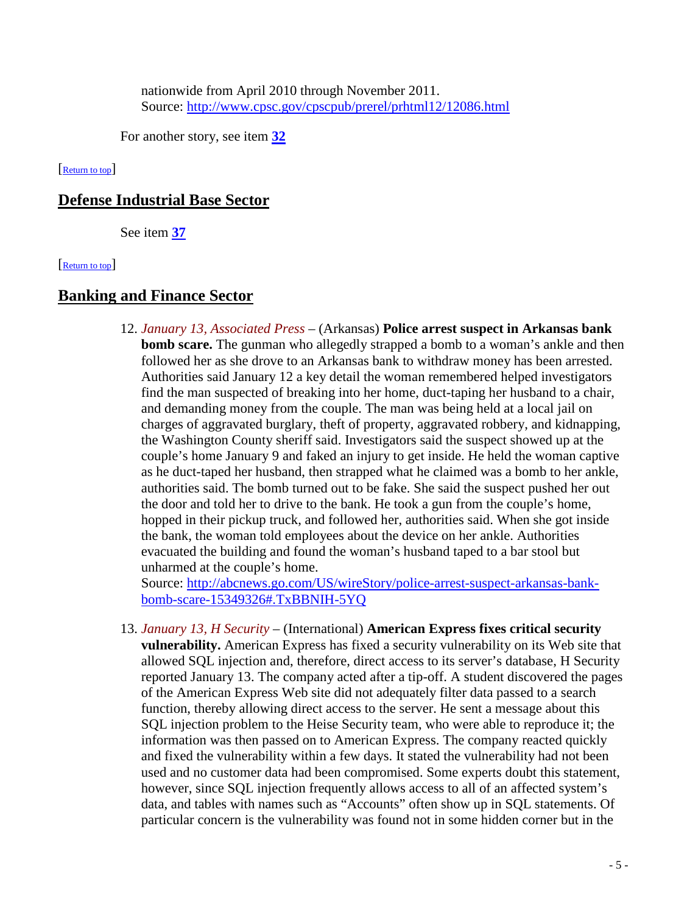nationwide from April 2010 through November 2011.
Source: http://www.cpsc.gov/cpscpub/prerel/prhtml12/12086.html

For another story, see item **32**

[Return to top]

## Defense Industrial Base Sector

See item **37**

[Return to top]

## Banking and Finance Sector

12. *January 13, Associated Press* – (Arkansas) **Police arrest suspect in Arkansas bank bomb scare.** The gunman who allegedly strapped a bomb to a woman's ankle and then followed her as she drove to an Arkansas bank to withdraw money has been arrested. Authorities said January 12 a key detail the woman remembered helped investigators find the man suspected of breaking into her home, duct-taping her husband to a chair, and demanding money from the couple. The man was being held at a local jail on charges of aggravated burglary, theft of property, aggravated robbery, and kidnapping, the Washington County sheriff said. Investigators said the suspect showed up at the couple's home January 9 and faked an injury to get inside. He held the woman captive as he duct-taped her husband, then strapped what he claimed was a bomb to her ankle, authorities said. The bomb turned out to be fake. She said the suspect pushed her out the door and told her to drive to the bank. He took a gun from the couple's home, hopped in their pickup truck, and followed her, authorities said. When she got inside the bank, the woman told employees about the device on her ankle. Authorities evacuated the building and found the woman's husband taped to a bar stool but unharmed at the couple's home.
Source: http://abcnews.go.com/US/wireStory/police-arrest-suspect-arkansas-bank-bomb-scare-15349326#.TxBBNIH-5YQ

13. *January 13, H Security* – (International) **American Express fixes critical security vulnerability.** American Express has fixed a security vulnerability on its Web site that allowed SQL injection and, therefore, direct access to its server's database, H Security reported January 13. The company acted after a tip-off. A student discovered the pages of the American Express Web site did not adequately filter data passed to a search function, thereby allowing direct access to the server. He sent a message about this SQL injection problem to the Heise Security team, who were able to reproduce it; the information was then passed on to American Express. The company reacted quickly and fixed the vulnerability within a few days. It stated the vulnerability had not been used and no customer data had been compromised. Some experts doubt this statement, however, since SQL injection frequently allows access to all of an affected system's data, and tables with names such as "Accounts" often show up in SQL statements. Of particular concern is the vulnerability was found not in some hidden corner but in the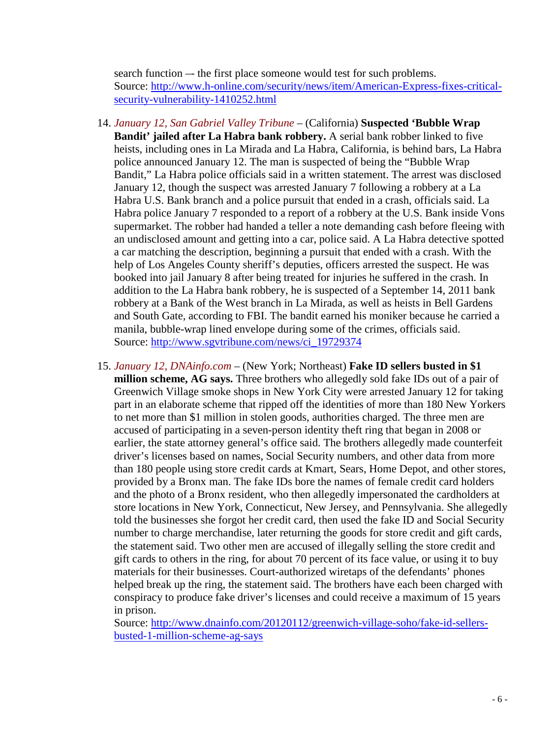search function –- the first place someone would test for such problems.
Source: http://www.h-online.com/security/news/item/American-Express-fixes-critical-security-vulnerability-1410252.html

14. *January 12, San Gabriel Valley Tribune* – (California) **Suspected 'Bubble Wrap Bandit' jailed after La Habra bank robbery.** A serial bank robber linked to five heists, including ones in La Mirada and La Habra, California, is behind bars, La Habra police announced January 12. The man is suspected of being the "Bubble Wrap Bandit," La Habra police officials said in a written statement. The arrest was disclosed January 12, though the suspect was arrested January 7 following a robbery at a La Habra U.S. Bank branch and a police pursuit that ended in a crash, officials said. La Habra police January 7 responded to a report of a robbery at the U.S. Bank inside Vons supermarket. The robber had handed a teller a note demanding cash before fleeing with an undisclosed amount and getting into a car, police said. A La Habra detective spotted a car matching the description, beginning a pursuit that ended with a crash. With the help of Los Angeles County sheriff's deputies, officers arrested the suspect. He was booked into jail January 8 after being treated for injuries he suffered in the crash. In addition to the La Habra bank robbery, he is suspected of a September 14, 2011 bank robbery at a Bank of the West branch in La Mirada, as well as heists in Bell Gardens and South Gate, according to FBI. The bandit earned his moniker because he carried a manila, bubble-wrap lined envelope during some of the crimes, officials said.
Source: http://www.sgvtribune.com/news/ci_19729374

15. *January 12, DNAinfo.com* – (New York; Northeast) **Fake ID sellers busted in $1 million scheme, AG says.** Three brothers who allegedly sold fake IDs out of a pair of Greenwich Village smoke shops in New York City were arrested January 12 for taking part in an elaborate scheme that ripped off the identities of more than 180 New Yorkers to net more than $1 million in stolen goods, authorities charged. The three men are accused of participating in a seven-person identity theft ring that began in 2008 or earlier, the state attorney general's office said. The brothers allegedly made counterfeit driver's licenses based on names, Social Security numbers, and other data from more than 180 people using store credit cards at Kmart, Sears, Home Depot, and other stores, provided by a Bronx man. The fake IDs bore the names of female credit card holders and the photo of a Bronx resident, who then allegedly impersonated the cardholders at store locations in New York, Connecticut, New Jersey, and Pennsylvania. She allegedly told the businesses she forgot her credit card, then used the fake ID and Social Security number to charge merchandise, later returning the goods for store credit and gift cards, the statement said. Two other men are accused of illegally selling the store credit and gift cards to others in the ring, for about 70 percent of its face value, or using it to buy materials for their businesses. Court-authorized wiretaps of the defendants' phones helped break up the ring, the statement said. The brothers have each been charged with conspiracy to produce fake driver's licenses and could receive a maximum of 15 years in prison.
Source: http://www.dnainfo.com/20120112/greenwich-village-soho/fake-id-sellers-busted-1-million-scheme-ag-says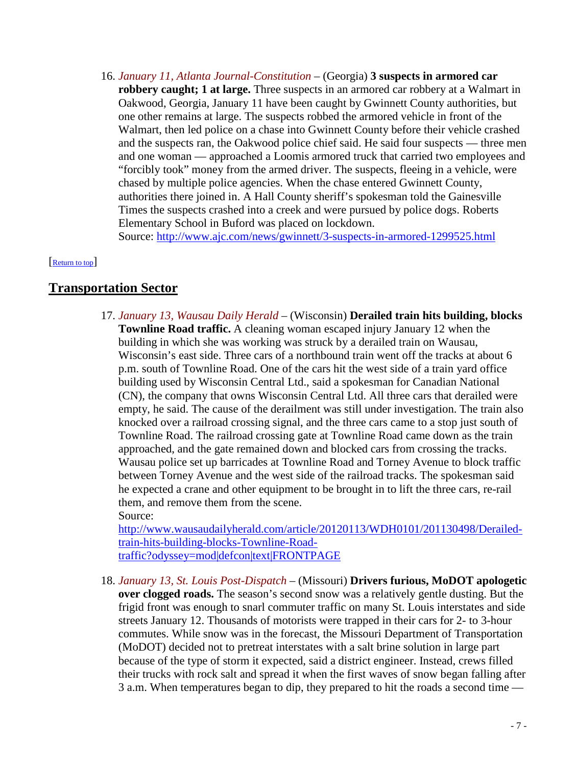16. *January 11, Atlanta Journal-Constitution* – (Georgia) **3 suspects in armored car robbery caught; 1 at large.** Three suspects in an armored car robbery at a Walmart in Oakwood, Georgia, January 11 have been caught by Gwinnett County authorities, but one other remains at large. The suspects robbed the armored vehicle in front of the Walmart, then led police on a chase into Gwinnett County before their vehicle crashed and the suspects ran, the Oakwood police chief said. He said four suspects — three men and one woman — approached a Loomis armored truck that carried two employees and "forcibly took" money from the armed driver. The suspects, fleeing in a vehicle, were chased by multiple police agencies. When the chase entered Gwinnett County, authorities there joined in. A Hall County sheriff's spokesman told the Gainesville Times the suspects crashed into a creek and were pursued by police dogs. Roberts Elementary School in Buford was placed on lockdown.
Source: http://www.ajc.com/news/gwinnett/3-suspects-in-armored-1299525.html

[Return to top]

## Transportation Sector

17. *January 13, Wausau Daily Herald* – (Wisconsin) **Derailed train hits building, blocks Townline Road traffic.** A cleaning woman escaped injury January 12 when the building in which she was working was struck by a derailed train on Wausau, Wisconsin's east side. Three cars of a northbound train went off the tracks at about 6 p.m. south of Townline Road. One of the cars hit the west side of a train yard office building used by Wisconsin Central Ltd., said a spokesman for Canadian National (CN), the company that owns Wisconsin Central Ltd. All three cars that derailed were empty, he said. The cause of the derailment was still under investigation. The train also knocked over a railroad crossing signal, and the three cars came to a stop just south of Townline Road. The railroad crossing gate at Townline Road came down as the train approached, and the gate remained down and blocked cars from crossing the tracks. Wausau police set up barricades at Townline Road and Torney Avenue to block traffic between Torney Avenue and the west side of the railroad tracks. The spokesman said he expected a crane and other equipment to be brought in to lift the three cars, re-rail them, and remove them from the scene.
Source:
http://www.wausaudailyherald.com/article/20120113/WDH0101/201130498/Derailed-train-hits-building-blocks-Townline-Road-traffic?odyssey=mod|defcon|text|FRONTPAGE

18. *January 13, St. Louis Post-Dispatch* – (Missouri) **Drivers furious, MoDOT apologetic over clogged roads.** The season's second snow was a relatively gentle dusting. But the frigid front was enough to snarl commuter traffic on many St. Louis interstates and side streets January 12. Thousands of motorists were trapped in their cars for 2- to 3-hour commutes. While snow was in the forecast, the Missouri Department of Transportation (MoDOT) decided not to pretreat interstates with a salt brine solution in large part because of the type of storm it expected, said a district engineer. Instead, crews filled their trucks with rock salt and spread it when the first waves of snow began falling after 3 a.m. When temperatures began to dip, they prepared to hit the roads a second time —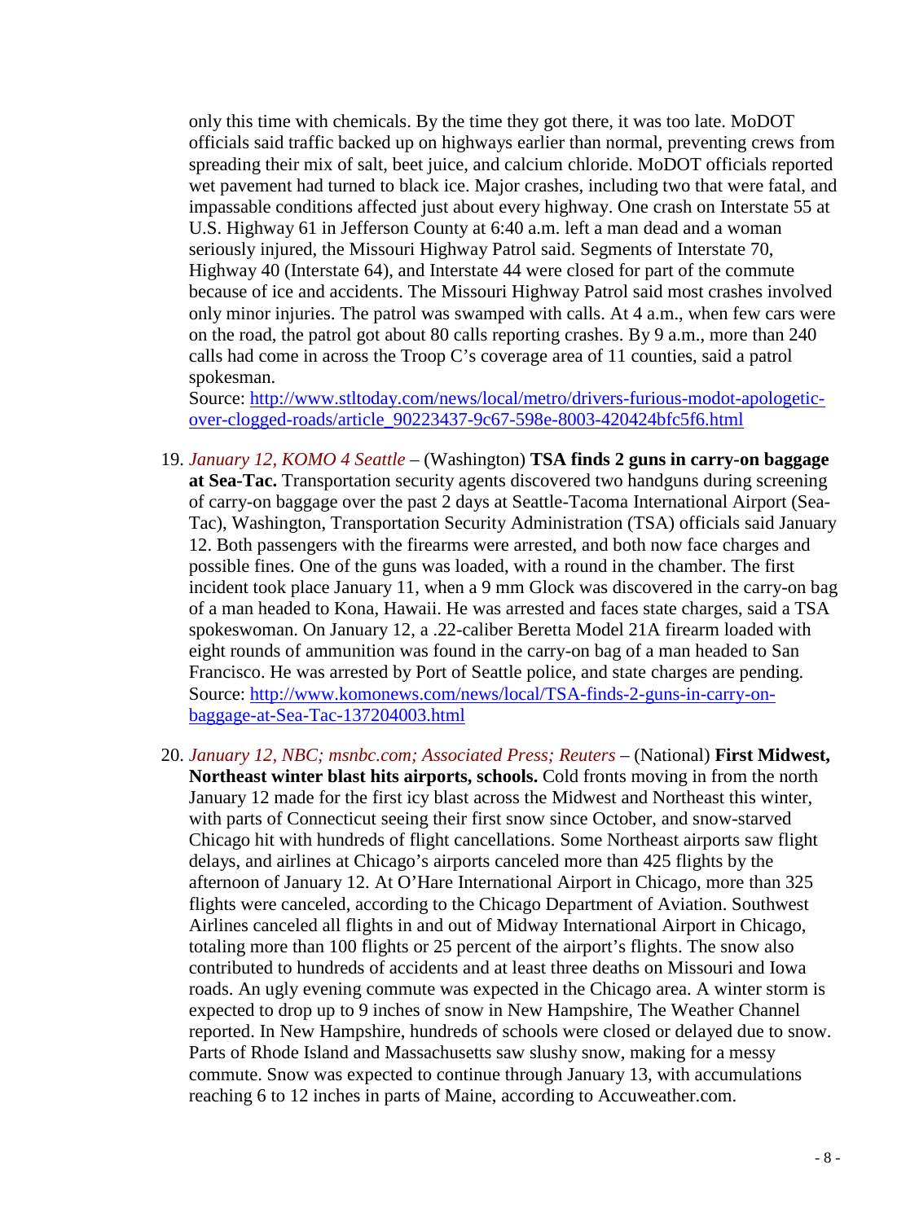only this time with chemicals. By the time they got there, it was too late. MoDOT officials said traffic backed up on highways earlier than normal, preventing crews from spreading their mix of salt, beet juice, and calcium chloride. MoDOT officials reported wet pavement had turned to black ice. Major crashes, including two that were fatal, and impassable conditions affected just about every highway. One crash on Interstate 55 at U.S. Highway 61 in Jefferson County at 6:40 a.m. left a man dead and a woman seriously injured, the Missouri Highway Patrol said. Segments of Interstate 70, Highway 40 (Interstate 64), and Interstate 44 were closed for part of the commute because of ice and accidents. The Missouri Highway Patrol said most crashes involved only minor injuries. The patrol was swamped with calls. At 4 a.m., when few cars were on the road, the patrol got about 80 calls reporting crashes. By 9 a.m., more than 240 calls had come in across the Troop C's coverage area of 11 counties, said a patrol spokesman.
Source: [http://www.stltoday.com/news/local/metro/drivers-furious-modot-apologetic-over-clogged-roads/article_90223437-9c67-598e-8003-420424bfc5f6.html](http://www.stltoday.com/news/local/metro/drivers-furious-modot-apologetic-over-clogged-roads/article_90223437-9c67-598e-8003-420424bfc5f6.html)

19. *January 12, KOMO 4 Seattle* – (Washington) **TSA finds 2 guns in carry-on baggage at Sea-Tac.** Transportation security agents discovered two handguns during screening of carry-on baggage over the past 2 days at Seattle-Tacoma International Airport (Sea-Tac), Washington, Transportation Security Administration (TSA) officials said January 12. Both passengers with the firearms were arrested, and both now face charges and possible fines. One of the guns was loaded, with a round in the chamber. The first incident took place January 11, when a 9 mm Glock was discovered in the carry-on bag of a man headed to Kona, Hawaii. He was arrested and faces state charges, said a TSA spokeswoman. On January 12, a .22-caliber Beretta Model 21A firearm loaded with eight rounds of ammunition was found in the carry-on bag of a man headed to San Francisco. He was arrested by Port of Seattle police, and state charges are pending.
Source: [http://www.komonews.com/news/local/TSA-finds-2-guns-in-carry-on-baggage-at-Sea-Tac-137204003.html](http://www.komonews.com/news/local/TSA-finds-2-guns-in-carry-on-baggage-at-Sea-Tac-137204003.html)

20. *January 12, NBC; msnbc.com; Associated Press; Reuters* – (National) **First Midwest, Northeast winter blast hits airports, schools.** Cold fronts moving in from the north January 12 made for the first icy blast across the Midwest and Northeast this winter, with parts of Connecticut seeing their first snow since October, and snow-starved Chicago hit with hundreds of flight cancellations. Some Northeast airports saw flight delays, and airlines at Chicago's airports canceled more than 425 flights by the afternoon of January 12. At O'Hare International Airport in Chicago, more than 325 flights were canceled, according to the Chicago Department of Aviation. Southwest Airlines canceled all flights in and out of Midway International Airport in Chicago, totaling more than 100 flights or 25 percent of the airport's flights. The snow also contributed to hundreds of accidents and at least three deaths on Missouri and Iowa roads. An ugly evening commute was expected in the Chicago area. A winter storm is expected to drop up to 9 inches of snow in New Hampshire, The Weather Channel reported. In New Hampshire, hundreds of schools were closed or delayed due to snow. Parts of Rhode Island and Massachusetts saw slushy snow, making for a messy commute. Snow was expected to continue through January 13, with accumulations reaching 6 to 12 inches in parts of Maine, according to Accuweather.com.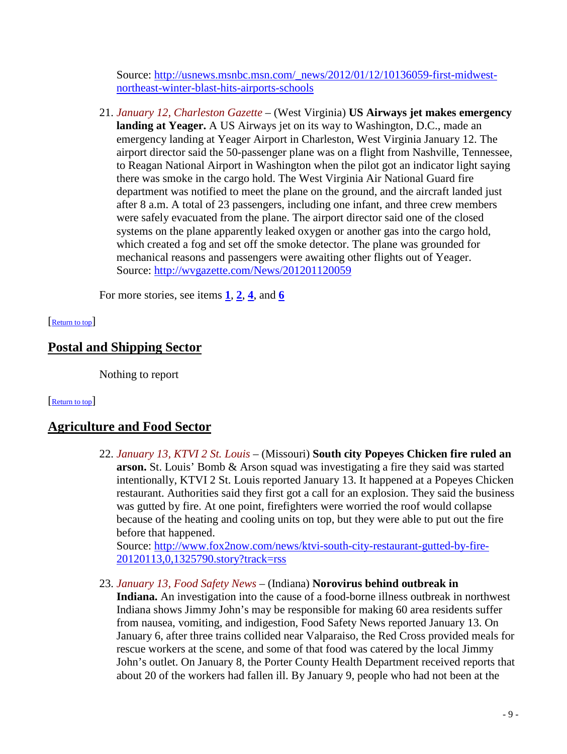Source: [http://usnews.msnbc.msn.com/_news/2012/01/12/10136059-first-midwest-northeast-winter-blast-hits-airports-schools](http://usnews.msnbc.msn.com/_news/2012/01/12/10136059-first-midwest-northeast-winter-blast-hits-airports-schools)

21. *January 12, Charleston Gazette* – (West Virginia) **US Airways jet makes emergency landing at Yeager.** A US Airways jet on its way to Washington, D.C., made an emergency landing at Yeager Airport in Charleston, West Virginia January 12. The airport director said the 50-passenger plane was on a flight from Nashville, Tennessee, to Reagan National Airport in Washington when the pilot got an indicator light saying there was smoke in the cargo hold. The West Virginia Air National Guard fire department was notified to meet the plane on the ground, and the aircraft landed just after 8 a.m. A total of 23 passengers, including one infant, and three crew members were safely evacuated from the plane. The airport director said one of the closed systems on the plane apparently leaked oxygen or another gas into the cargo hold, which created a fog and set off the smoke detector. The plane was grounded for mechanical reasons and passengers were awaiting other flights out of Yeager.
Source: [http://wvgazette.com/News/201201120059](http://wvgazette.com/News/201201120059)

For more stories, see items **1**, **2**, **4**, and **6**

[Return to top]

## Postal and Shipping Sector

Nothing to report

[Return to top]

## Agriculture and Food Sector

22. *January 13, KTVI 2 St. Louis* – (Missouri) **South city Popeyes Chicken fire ruled an arson.** St. Louis' Bomb & Arson squad was investigating a fire they said was started intentionally, KTVI 2 St. Louis reported January 13. It happened at a Popeyes Chicken restaurant. Authorities said they first got a call for an explosion. They said the business was gutted by fire. At one point, firefighters were worried the roof would collapse because of the heating and cooling units on top, but they were able to put out the fire before that happened.
Source: [http://www.fox2now.com/news/ktvi-south-city-restaurant-gutted-by-fire-20120113,0,1325790.story?track=rss](http://www.fox2now.com/news/ktvi-south-city-restaurant-gutted-by-fire-20120113,0,1325790.story?track=rss)

23. *January 13, Food Safety News* – (Indiana) **Norovirus behind outbreak in Indiana.** An investigation into the cause of a food-borne illness outbreak in northwest Indiana shows Jimmy John's may be responsible for making 60 area residents suffer from nausea, vomiting, and indigestion, Food Safety News reported January 13. On January 6, after three trains collided near Valparaiso, the Red Cross provided meals for rescue workers at the scene, and some of that food was catered by the local Jimmy John's outlet. On January 8, the Porter County Health Department received reports that about 20 of the workers had fallen ill. By January 9, people who had not been at the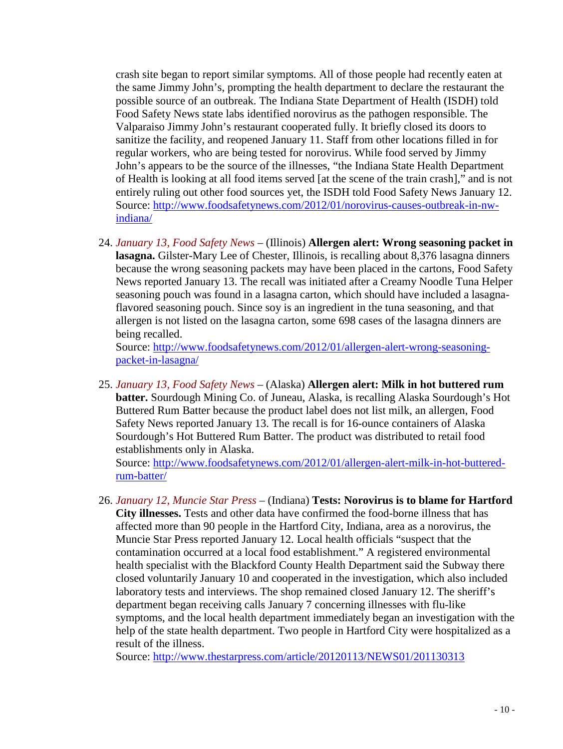crash site began to report similar symptoms. All of those people had recently eaten at the same Jimmy John's, prompting the health department to declare the restaurant the possible source of an outbreak. The Indiana State Department of Health (ISDH) told Food Safety News state labs identified norovirus as the pathogen responsible. The Valparaiso Jimmy John's restaurant cooperated fully. It briefly closed its doors to sanitize the facility, and reopened January 11. Staff from other locations filled in for regular workers, who are being tested for norovirus. While food served by Jimmy John's appears to be the source of the illnesses, "the Indiana State Health Department of Health is looking at all food items served [at the scene of the train crash]," and is not entirely ruling out other food sources yet, the ISDH told Food Safety News January 12.
Source: [http://www.foodsafetynews.com/2012/01/norovirus-causes-outbreak-in-nw-indiana/](http://www.foodsafetynews.com/2012/01/norovirus-causes-outbreak-in-nw-indiana/)

24. *January 13, Food Safety News* – (Illinois) **Allergen alert: Wrong seasoning packet in lasagna.** Gilster-Mary Lee of Chester, Illinois, is recalling about 8,376 lasagna dinners because the wrong seasoning packets may have been placed in the cartons, Food Safety News reported January 13. The recall was initiated after a Creamy Noodle Tuna Helper seasoning pouch was found in a lasagna carton, which should have included a lasagna-flavored seasoning pouch. Since soy is an ingredient in the tuna seasoning, and that allergen is not listed on the lasagna carton, some 698 cases of the lasagna dinners are being recalled.
Source: [http://www.foodsafetynews.com/2012/01/allergen-alert-wrong-seasoning-packet-in-lasagna/](http://www.foodsafetynews.com/2012/01/allergen-alert-wrong-seasoning-packet-in-lasagna/)

25. *January 13, Food Safety News* – (Alaska) **Allergen alert: Milk in hot buttered rum batter.** Sourdough Mining Co. of Juneau, Alaska, is recalling Alaska Sourdough's Hot Buttered Rum Batter because the product label does not list milk, an allergen, Food Safety News reported January 13. The recall is for 16-ounce containers of Alaska Sourdough's Hot Buttered Rum Batter. The product was distributed to retail food establishments only in Alaska.
Source: [http://www.foodsafetynews.com/2012/01/allergen-alert-milk-in-hot-buttered-rum-batter/](http://www.foodsafetynews.com/2012/01/allergen-alert-milk-in-hot-buttered-rum-batter/)

26. *January 12, Muncie Star Press* – (Indiana) **Tests: Norovirus is to blame for Hartford City illnesses.** Tests and other data have confirmed the food-borne illness that has affected more than 90 people in the Hartford City, Indiana, area as a norovirus, the Muncie Star Press reported January 12. Local health officials "suspect that the contamination occurred at a local food establishment." A registered environmental health specialist with the Blackford County Health Department said the Subway there closed voluntarily January 10 and cooperated in the investigation, which also included laboratory tests and interviews. The shop remained closed January 12. The sheriff's department began receiving calls January 7 concerning illnesses with flu-like symptoms, and the local health department immediately began an investigation with the help of the state health department. Two people in Hartford City were hospitalized as a result of the illness.
Source: [http://www.thestarpress.com/article/20120113/NEWS01/201130313](http://www.thestarpress.com/article/20120113/NEWS01/201130313)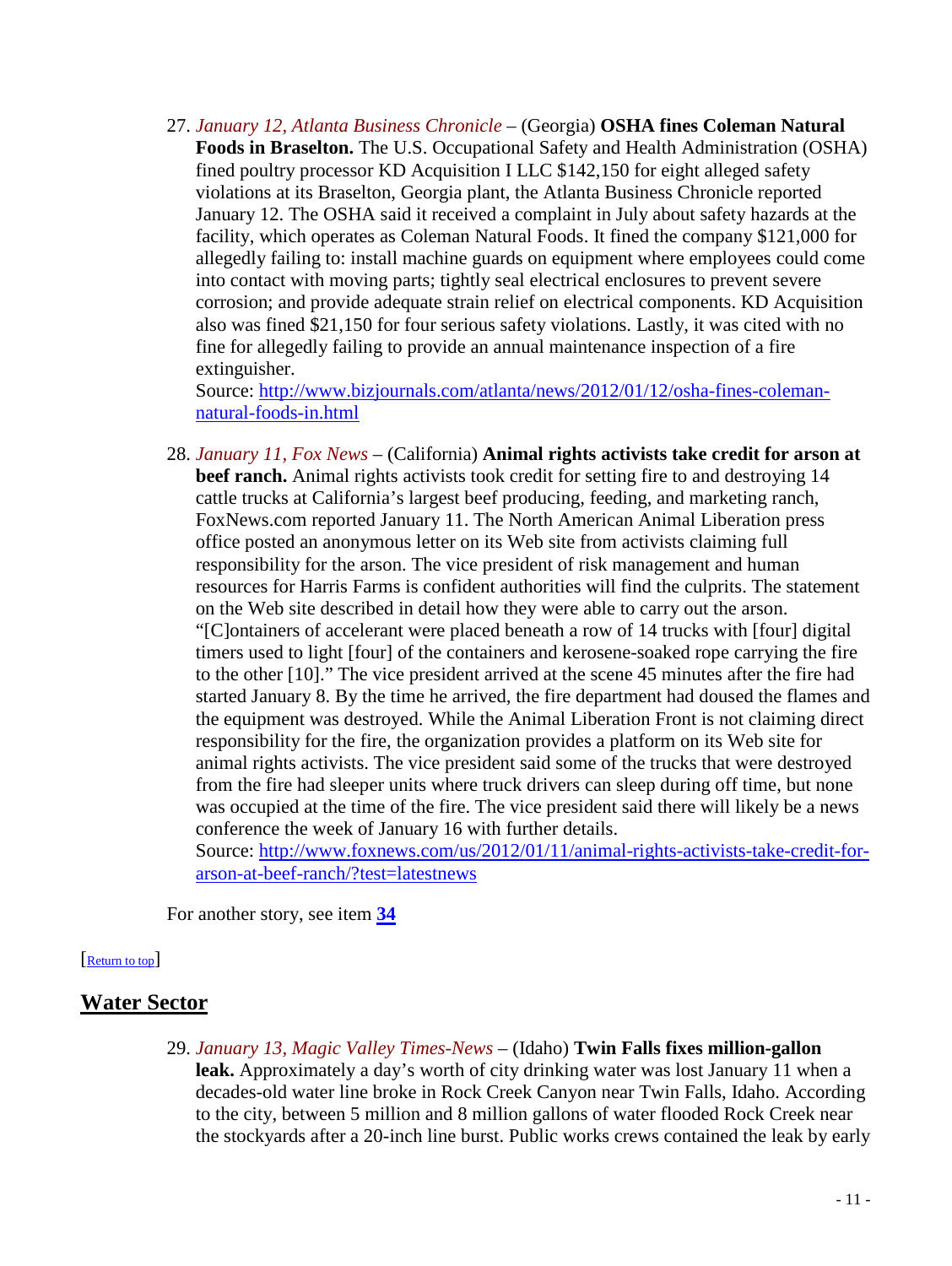27. *January 12, Atlanta Business Chronicle* – (Georgia) **OSHA fines Coleman Natural Foods in Braselton.** The U.S. Occupational Safety and Health Administration (OSHA) fined poultry processor KD Acquisition I LLC $142,150 for eight alleged safety violations at its Braselton, Georgia plant, the Atlanta Business Chronicle reported January 12. The OSHA said it received a complaint in July about safety hazards at the facility, which operates as Coleman Natural Foods. It fined the company $121,000 for allegedly failing to: install machine guards on equipment where employees could come into contact with moving parts; tightly seal electrical enclosures to prevent severe corrosion; and provide adequate strain relief on electrical components. KD Acquisition also was fined $21,150 for four serious safety violations. Lastly, it was cited with no fine for allegedly failing to provide an annual maintenance inspection of a fire extinguisher.
Source: [http://www.bizjournals.com/atlanta/news/2012/01/12/osha-fines-coleman-natural-foods-in.html](http://www.bizjournals.com/atlanta/news/2012/01/12/osha-fines-coleman-natural-foods-in.html)

28. *January 11, Fox News* – (California) **Animal rights activists take credit for arson at beef ranch.** Animal rights activists took credit for setting fire to and destroying 14 cattle trucks at California's largest beef producing, feeding, and marketing ranch, FoxNews.com reported January 11. The North American Animal Liberation press office posted an anonymous letter on its Web site from activists claiming full responsibility for the arson. The vice president of risk management and human resources for Harris Farms is confident authorities will find the culprits. The statement on the Web site described in detail how they were able to carry out the arson. "[C]ontainers of accelerant were placed beneath a row of 14 trucks with [four] digital timers used to light [four] of the containers and kerosene-soaked rope carrying the fire to the other [10]." The vice president arrived at the scene 45 minutes after the fire had started January 8. By the time he arrived, the fire department had doused the flames and the equipment was destroyed. While the Animal Liberation Front is not claiming direct responsibility for the fire, the organization provides a platform on its Web site for animal rights activists. The vice president said some of the trucks that were destroyed from the fire had sleeper units where truck drivers can sleep during off time, but none was occupied at the time of the fire. The vice president said there will likely be a news conference the week of January 16 with further details.
Source: [http://www.foxnews.com/us/2012/01/11/animal-rights-activists-take-credit-for-arson-at-beef-ranch/?test=latestnews](http://www.foxnews.com/us/2012/01/11/animal-rights-activists-take-credit-for-arson-at-beef-ranch/?test=latestnews)

For another story, see item **34**

[Return to top]

## Water Sector

29. *January 13, Magic Valley Times-News* – (Idaho) **Twin Falls fixes million-gallon leak.** Approximately a day's worth of city drinking water was lost January 11 when a decades-old water line broke in Rock Creek Canyon near Twin Falls, Idaho. According to the city, between 5 million and 8 million gallons of water flooded Rock Creek near the stockyards after a 20-inch line burst. Public works crews contained the leak by early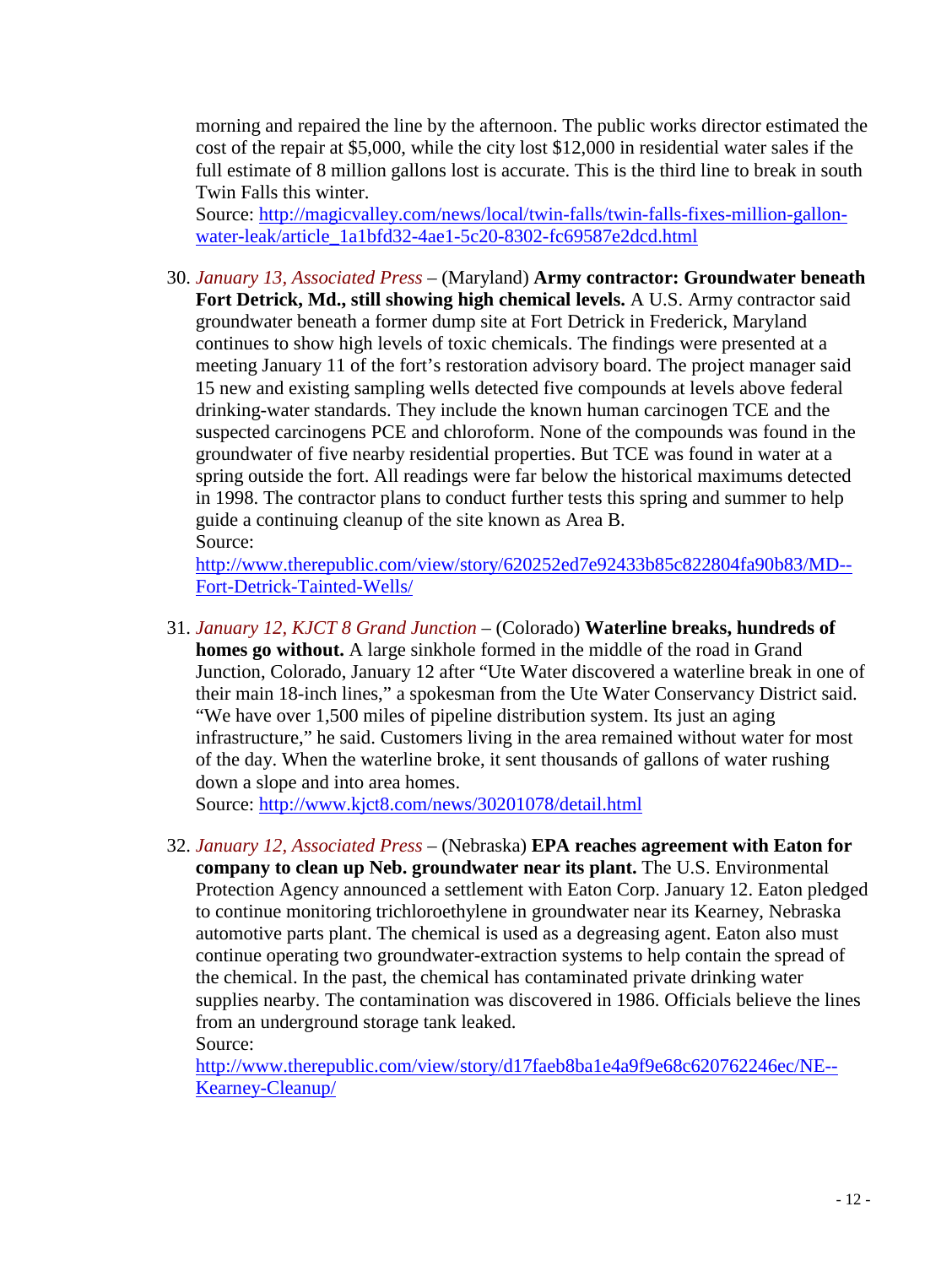morning and repaired the line by the afternoon. The public works director estimated the cost of the repair at $5,000, while the city lost $12,000 in residential water sales if the full estimate of 8 million gallons lost is accurate. This is the third line to break in south Twin Falls this winter.
Source: [http://magicvalley.com/news/local/twin-falls/twin-falls-fixes-million-gallon-water-leak/article_1a1bfd32-4ae1-5c20-8302-fc69587e2dcd.html](http://magicvalley.com/news/local/twin-falls/twin-falls-fixes-million-gallon-water-leak/article_1a1bfd32-4ae1-5c20-8302-fc69587e2dcd.html)

30. *January 13, Associated Press* – (Maryland) **Army contractor: Groundwater beneath Fort Detrick, Md., still showing high chemical levels.** A U.S. Army contractor said groundwater beneath a former dump site at Fort Detrick in Frederick, Maryland continues to show high levels of toxic chemicals. The findings were presented at a meeting January 11 of the fort's restoration advisory board. The project manager said 15 new and existing sampling wells detected five compounds at levels above federal drinking-water standards. They include the known human carcinogen TCE and the suspected carcinogens PCE and chloroform. None of the compounds was found in the groundwater of five nearby residential properties. But TCE was found in water at a spring outside the fort. All readings were far below the historical maximums detected in 1998. The contractor plans to conduct further tests this spring and summer to help guide a continuing cleanup of the site known as Area B.
Source:
[http://www.therepublic.com/view/story/620252ed7e92433b85c822804fa90b83/MD--Fort-Detrick-Tainted-Wells/](http://www.therepublic.com/view/story/620252ed7e92433b85c822804fa90b83/MD--Fort-Detrick-Tainted-Wells/)

31. *January 12, KJCT 8 Grand Junction* – (Colorado) **Waterline breaks, hundreds of homes go without.** A large sinkhole formed in the middle of the road in Grand Junction, Colorado, January 12 after "Ute Water discovered a waterline break in one of their main 18-inch lines," a spokesman from the Ute Water Conservancy District said. "We have over 1,500 miles of pipeline distribution system. Its just an aging infrastructure," he said. Customers living in the area remained without water for most of the day. When the waterline broke, it sent thousands of gallons of water rushing down a slope and into area homes.
Source: [http://www.kjct8.com/news/30201078/detail.html](http://www.kjct8.com/news/30201078/detail.html)

32. *January 12, Associated Press* – (Nebraska) **EPA reaches agreement with Eaton for company to clean up Neb. groundwater near its plant.** The U.S. Environmental Protection Agency announced a settlement with Eaton Corp. January 12. Eaton pledged to continue monitoring trichloroethylene in groundwater near its Kearney, Nebraska automotive parts plant. The chemical is used as a degreasing agent. Eaton also must continue operating two groundwater-extraction systems to help contain the spread of the chemical. In the past, the chemical has contaminated private drinking water supplies nearby. The contamination was discovered in 1986. Officials believe the lines from an underground storage tank leaked.
Source:
[http://www.therepublic.com/view/story/d17faeb8ba1e4a9f9e68c620762246ec/NE--Kearney-Cleanup/](http://www.therepublic.com/view/story/d17faeb8ba1e4a9f9e68c620762246ec/NE--Kearney-Cleanup/)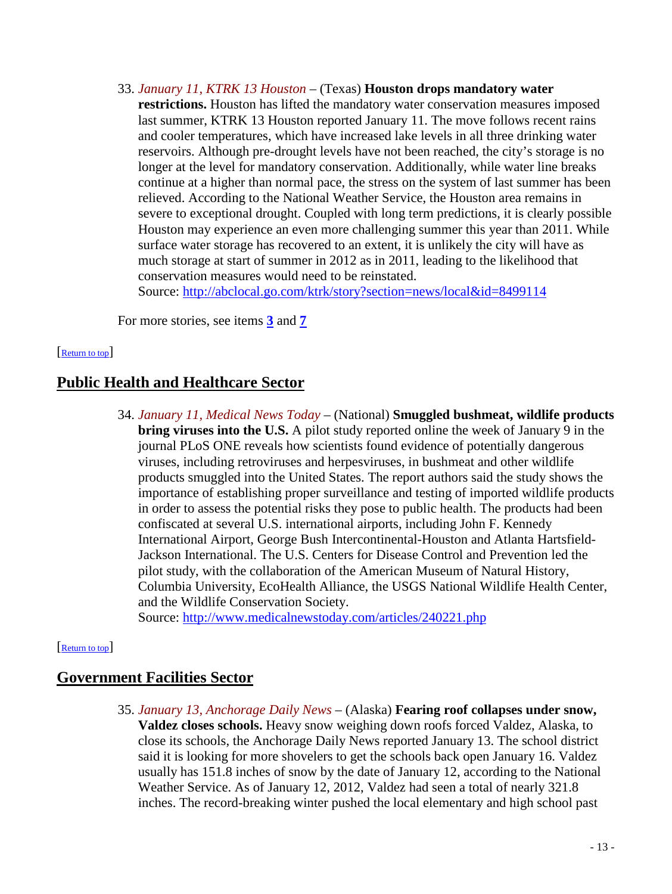33. *January 11, KTRK 13 Houston* – (Texas) **Houston drops mandatory water restrictions.** Houston has lifted the mandatory water conservation measures imposed last summer, KTRK 13 Houston reported January 11. The move follows recent rains and cooler temperatures, which have increased lake levels in all three drinking water reservoirs. Although pre-drought levels have not been reached, the city's storage is no longer at the level for mandatory conservation. Additionally, while water line breaks continue at a higher than normal pace, the stress on the system of last summer has been relieved. According to the National Weather Service, the Houston area remains in severe to exceptional drought. Coupled with long term predictions, it is clearly possible Houston may experience an even more challenging summer this year than 2011. While surface water storage has recovered to an extent, it is unlikely the city will have as much storage at start of summer in 2012 as in 2011, leading to the likelihood that conservation measures would need to be reinstated.
Source: http://abclocal.go.com/ktrk/story?section=news/local&id=8499114

For more stories, see items **3** and **7**

[Return to top]

## Public Health and Healthcare Sector

34. *January 11, Medical News Today* – (National) **Smuggled bushmeat, wildlife products bring viruses into the U.S.** A pilot study reported online the week of January 9 in the journal PLoS ONE reveals how scientists found evidence of potentially dangerous viruses, including retroviruses and herpesviruses, in bushmeat and other wildlife products smuggled into the United States. The report authors said the study shows the importance of establishing proper surveillance and testing of imported wildlife products in order to assess the potential risks they pose to public health. The products had been confiscated at several U.S. international airports, including John F. Kennedy International Airport, George Bush Intercontinental-Houston and Atlanta Hartsfield-Jackson International. The U.S. Centers for Disease Control and Prevention led the pilot study, with the collaboration of the American Museum of Natural History, Columbia University, EcoHealth Alliance, the USGS National Wildlife Health Center, and the Wildlife Conservation Society.
Source: http://www.medicalnewstoday.com/articles/240221.php

[Return to top]

## Government Facilities Sector

35. *January 13, Anchorage Daily News* – (Alaska) **Fearing roof collapses under snow, Valdez closes schools.** Heavy snow weighing down roofs forced Valdez, Alaska, to close its schools, the Anchorage Daily News reported January 13. The school district said it is looking for more shovelers to get the schools back open January 16. Valdez usually has 151.8 inches of snow by the date of January 12, according to the National Weather Service. As of January 12, 2012, Valdez had seen a total of nearly 321.8 inches. The record-breaking winter pushed the local elementary and high school past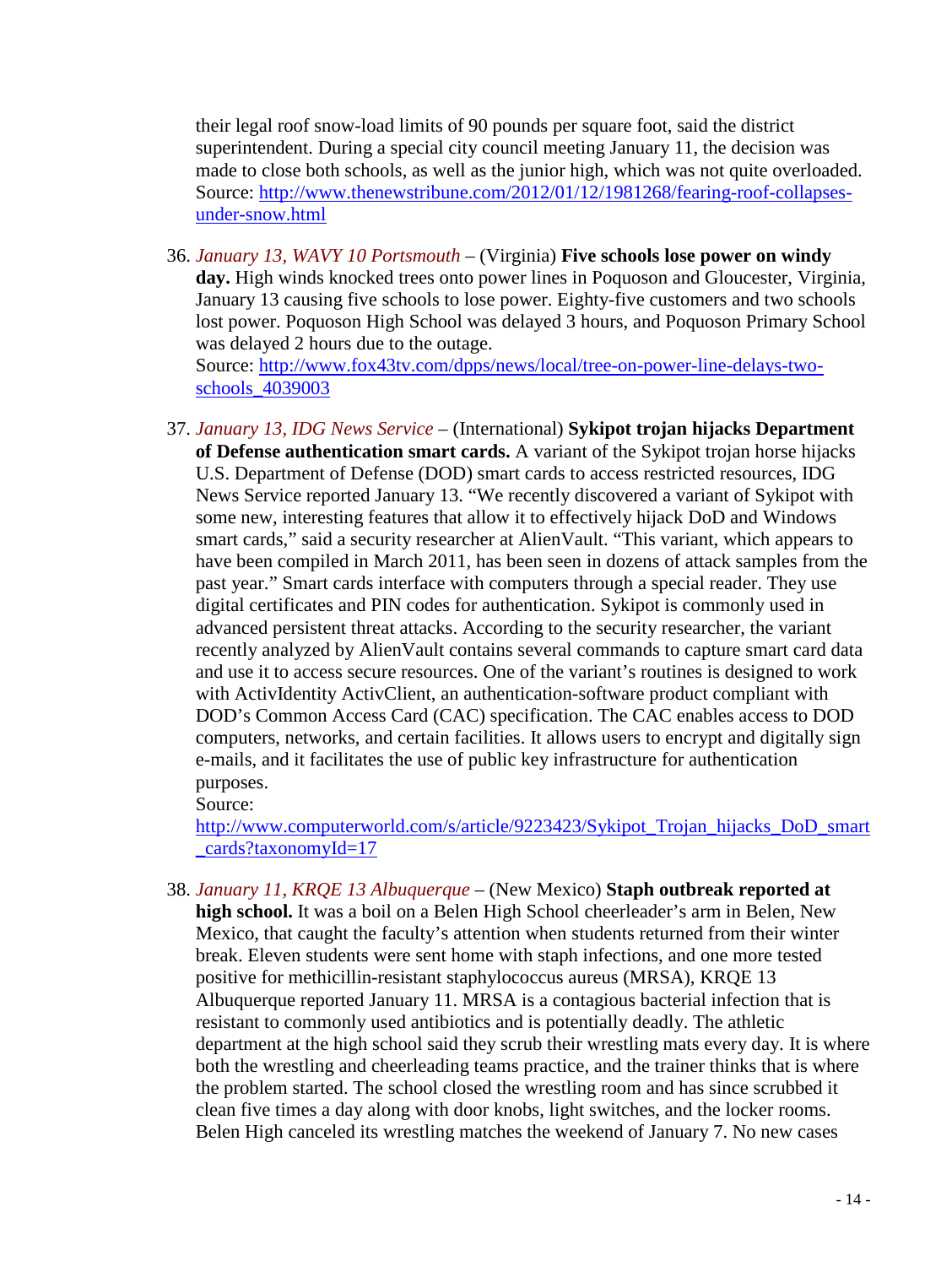their legal roof snow-load limits of 90 pounds per square foot, said the district superintendent. During a special city council meeting January 11, the decision was made to close both schools, as well as the junior high, which was not quite overloaded. Source: http://www.thenewstribune.com/2012/01/12/1981268/fearing-roof-collapses-under-snow.html

36. *January 13, WAVY 10 Portsmouth* – (Virginia) **Five schools lose power on windy day.** High winds knocked trees onto power lines in Poquoson and Gloucester, Virginia, January 13 causing five schools to lose power. Eighty-five customers and two schools lost power. Poquoson High School was delayed 3 hours, and Poquoson Primary School was delayed 2 hours due to the outage.
Source: http://www.fox43tv.com/dpps/news/local/tree-on-power-line-delays-two-schools_4039003

37. *January 13, IDG News Service* – (International) **Sykipot trojan hijacks Department of Defense authentication smart cards.** A variant of the Sykipot trojan horse hijacks U.S. Department of Defense (DOD) smart cards to access restricted resources, IDG News Service reported January 13. "We recently discovered a variant of Sykipot with some new, interesting features that allow it to effectively hijack DoD and Windows smart cards," said a security researcher at AlienVault. "This variant, which appears to have been compiled in March 2011, has been seen in dozens of attack samples from the past year." Smart cards interface with computers through a special reader. They use digital certificates and PIN codes for authentication. Sykipot is commonly used in advanced persistent threat attacks. According to the security researcher, the variant recently analyzed by AlienVault contains several commands to capture smart card data and use it to access secure resources. One of the variant's routines is designed to work with ActivIdentity ActivClient, an authentication-software product compliant with DOD's Common Access Card (CAC) specification. The CAC enables access to DOD computers, networks, and certain facilities. It allows users to encrypt and digitally sign e-mails, and it facilitates the use of public key infrastructure for authentication purposes.
Source:
http://www.computerworld.com/s/article/9223423/Sykipot_Trojan_hijacks_DoD_smart_cards?taxonomyId=17

38. *January 11, KRQE 13 Albuquerque* – (New Mexico) **Staph outbreak reported at high school.** It was a boil on a Belen High School cheerleader's arm in Belen, New Mexico, that caught the faculty's attention when students returned from their winter break. Eleven students were sent home with staph infections, and one more tested positive for methicillin-resistant staphylococcus aureus (MRSA), KRQE 13 Albuquerque reported January 11. MRSA is a contagious bacterial infection that is resistant to commonly used antibiotics and is potentially deadly. The athletic department at the high school said they scrub their wrestling mats every day. It is where both the wrestling and cheerleading teams practice, and the trainer thinks that is where the problem started. The school closed the wrestling room and has since scrubbed it clean five times a day along with door knobs, light switches, and the locker rooms. Belen High canceled its wrestling matches the weekend of January 7. No new cases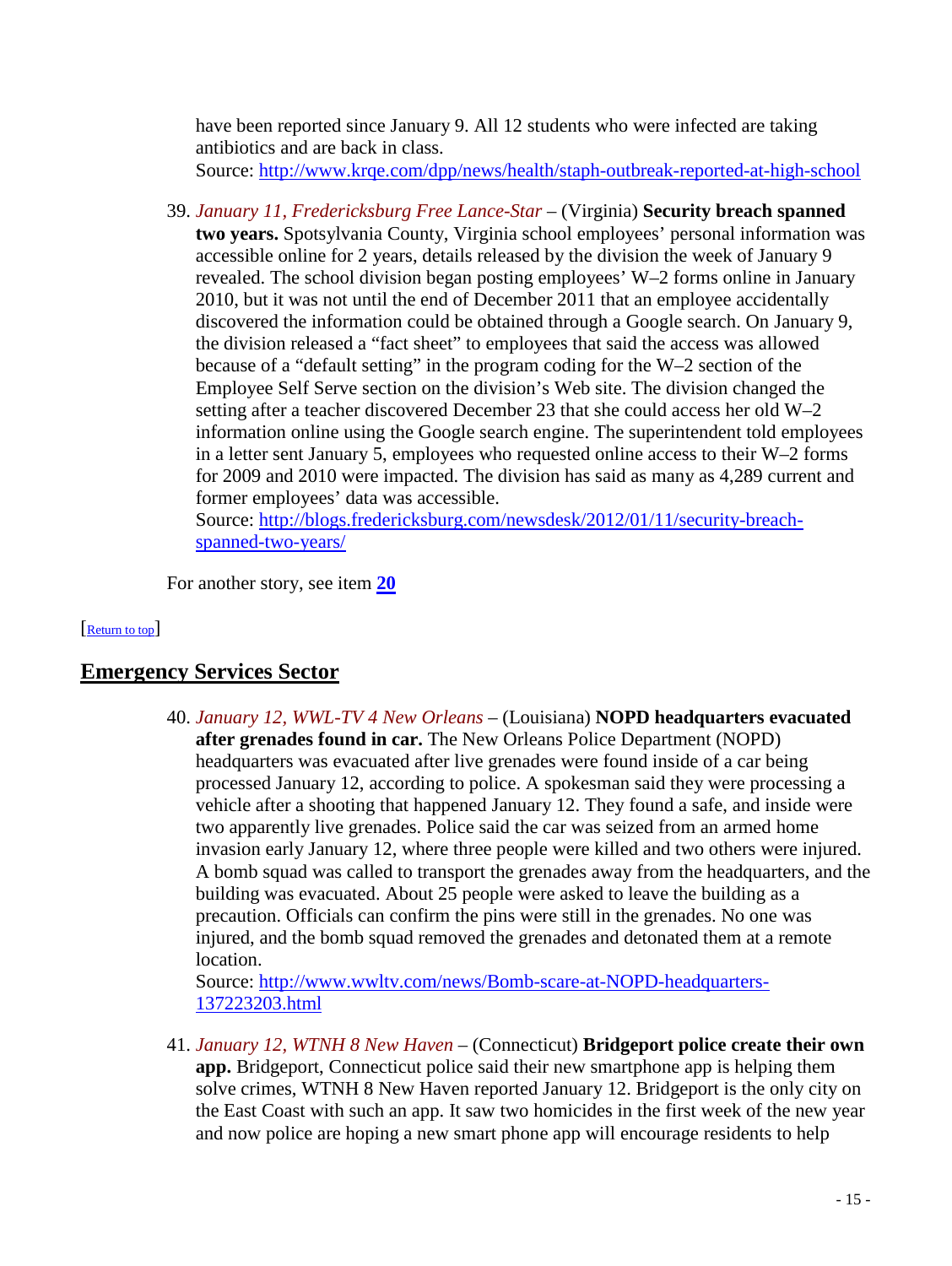have been reported since January 9. All 12 students who were infected are taking antibiotics and are back in class.
Source: [http://www.krqe.com/dpp/news/health/staph-outbreak-reported-at-high-school](http://www.krqe.com/dpp/news/health/staph-outbreak-reported-at-high-school)

39. *January 11, Fredericksburg Free Lance-Star* – (Virginia) **Security breach spanned two years.** Spotsylvania County, Virginia school employees' personal information was accessible online for 2 years, details released by the division the week of January 9 revealed. The school division began posting employees' W–2 forms online in January 2010, but it was not until the end of December 2011 that an employee accidentally discovered the information could be obtained through a Google search. On January 9, the division released a "fact sheet" to employees that said the access was allowed because of a "default setting" in the program coding for the W–2 section of the Employee Self Serve section on the division's Web site. The division changed the setting after a teacher discovered December 23 that she could access her old W–2 information online using the Google search engine. The superintendent told employees in a letter sent January 5, employees who requested online access to their W–2 forms for 2009 and 2010 were impacted. The division has said as many as 4,289 current and former employees' data was accessible.
Source: [http://blogs.fredericksburg.com/newsdesk/2012/01/11/security-breach-spanned-two-years/](http://blogs.fredericksburg.com/newsdesk/2012/01/11/security-breach-spanned-two-years/)

For another story, see item **20**

[Return to top]

## Emergency Services Sector

40. *January 12, WWL-TV 4 New Orleans* – (Louisiana) **NOPD headquarters evacuated after grenades found in car.** The New Orleans Police Department (NOPD) headquarters was evacuated after live grenades were found inside of a car being processed January 12, according to police. A spokesman said they were processing a vehicle after a shooting that happened January 12. They found a safe, and inside were two apparently live grenades. Police said the car was seized from an armed home invasion early January 12, where three people were killed and two others were injured. A bomb squad was called to transport the grenades away from the headquarters, and the building was evacuated. About 25 people were asked to leave the building as a precaution. Officials can confirm the pins were still in the grenades. No one was injured, and the bomb squad removed the grenades and detonated them at a remote location.
Source: [http://www.wwltv.com/news/Bomb-scare-at-NOPD-headquarters-137223203.html](http://www.wwltv.com/news/Bomb-scare-at-NOPD-headquarters-137223203.html)

41. *January 12, WTNH 8 New Haven* – (Connecticut) **Bridgeport police create their own app.** Bridgeport, Connecticut police said their new smartphone app is helping them solve crimes, WTNH 8 New Haven reported January 12. Bridgeport is the only city on the East Coast with such an app. It saw two homicides in the first week of the new year and now police are hoping a new smart phone app will encourage residents to help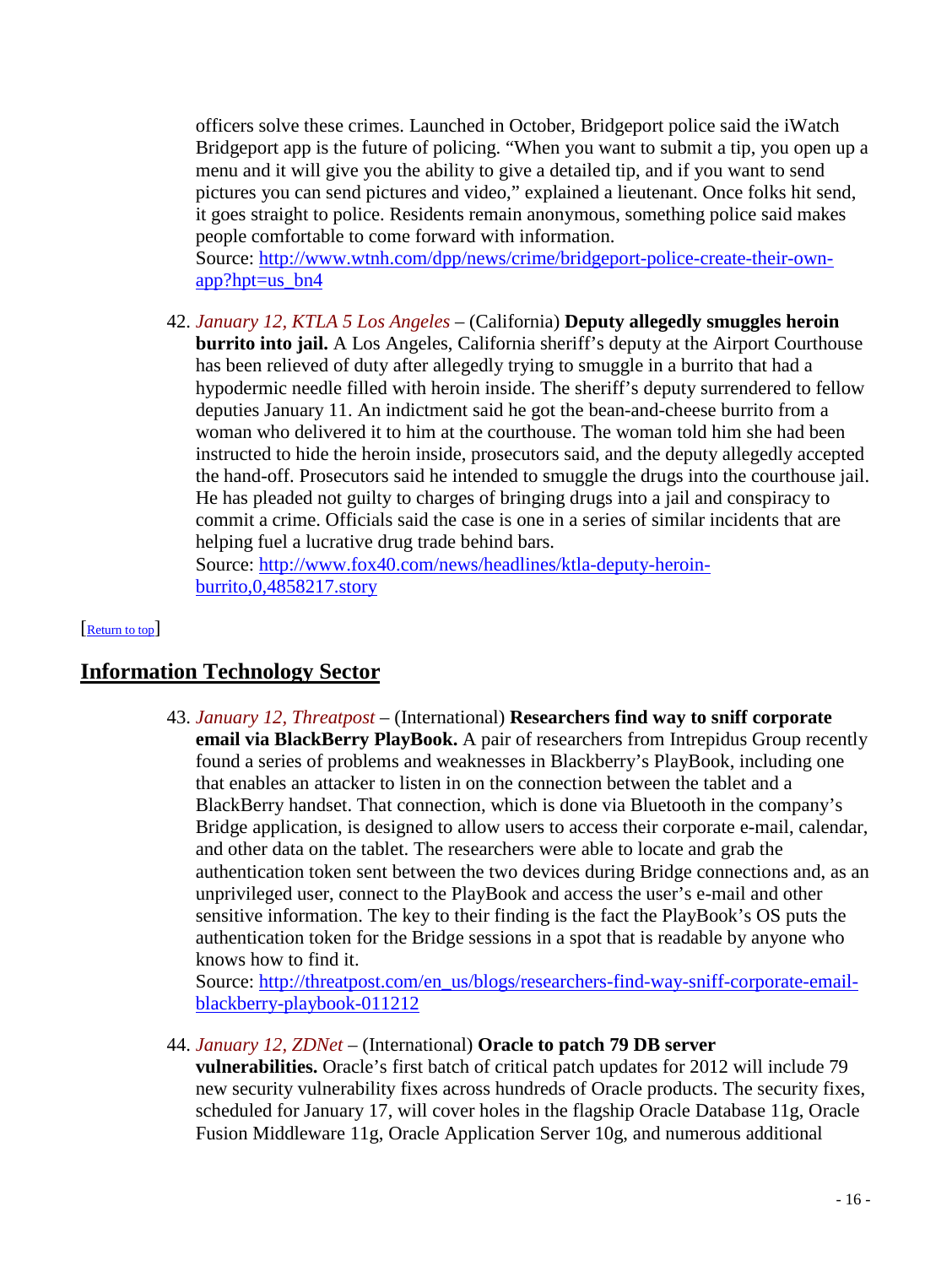officers solve these crimes. Launched in October, Bridgeport police said the iWatch Bridgeport app is the future of policing. "When you want to submit a tip, you open up a menu and it will give you the ability to give a detailed tip, and if you want to send pictures you can send pictures and video," explained a lieutenant. Once folks hit send, it goes straight to police. Residents remain anonymous, something police said makes people comfortable to come forward with information.
Source: [http://www.wtnh.com/dpp/news/crime/bridgeport-police-create-their-own-app?hpt=us_bn4](http://www.wtnh.com/dpp/news/crime/bridgeport-police-create-their-own-app?hpt=us_bn4)

42. *January 12, KTLA 5 Los Angeles* – (California) **Deputy allegedly smuggles heroin burrito into jail.** A Los Angeles, California sheriff's deputy at the Airport Courthouse has been relieved of duty after allegedly trying to smuggle in a burrito that had a hypodermic needle filled with heroin inside. The sheriff's deputy surrendered to fellow deputies January 11. An indictment said he got the bean-and-cheese burrito from a woman who delivered it to him at the courthouse. The woman told him she had been instructed to hide the heroin inside, prosecutors said, and the deputy allegedly accepted the hand-off. Prosecutors said he intended to smuggle the drugs into the courthouse jail. He has pleaded not guilty to charges of bringing drugs into a jail and conspiracy to commit a crime. Officials said the case is one in a series of similar incidents that are helping fuel a lucrative drug trade behind bars.
Source: [http://www.fox40.com/news/headlines/ktla-deputy-heroin-burrito,0,4858217.story](http://www.fox40.com/news/headlines/ktla-deputy-heroin-burrito,0,4858217.story)

[Return to top]

## Information Technology Sector

43. *January 12, Threatpost* – (International) **Researchers find way to sniff corporate email via BlackBerry PlayBook.** A pair of researchers from Intrepidus Group recently found a series of problems and weaknesses in Blackberry's PlayBook, including one that enables an attacker to listen in on the connection between the tablet and a BlackBerry handset. That connection, which is done via Bluetooth in the company's Bridge application, is designed to allow users to access their corporate e-mail, calendar, and other data on the tablet. The researchers were able to locate and grab the authentication token sent between the two devices during Bridge connections and, as an unprivileged user, connect to the PlayBook and access the user's e-mail and other sensitive information. The key to their finding is the fact the PlayBook's OS puts the authentication token for the Bridge sessions in a spot that is readable by anyone who knows how to find it.
Source: [http://threatpost.com/en_us/blogs/researchers-find-way-sniff-corporate-email-blackberry-playbook-011212](http://threatpost.com/en_us/blogs/researchers-find-way-sniff-corporate-email-blackberry-playbook-011212)

44. *January 12, ZDNet* – (International) **Oracle to patch 79 DB server vulnerabilities.** Oracle's first batch of critical patch updates for 2012 will include 79 new security vulnerability fixes across hundreds of Oracle products. The security fixes, scheduled for January 17, will cover holes in the flagship Oracle Database 11g, Oracle Fusion Middleware 11g, Oracle Application Server 10g, and numerous additional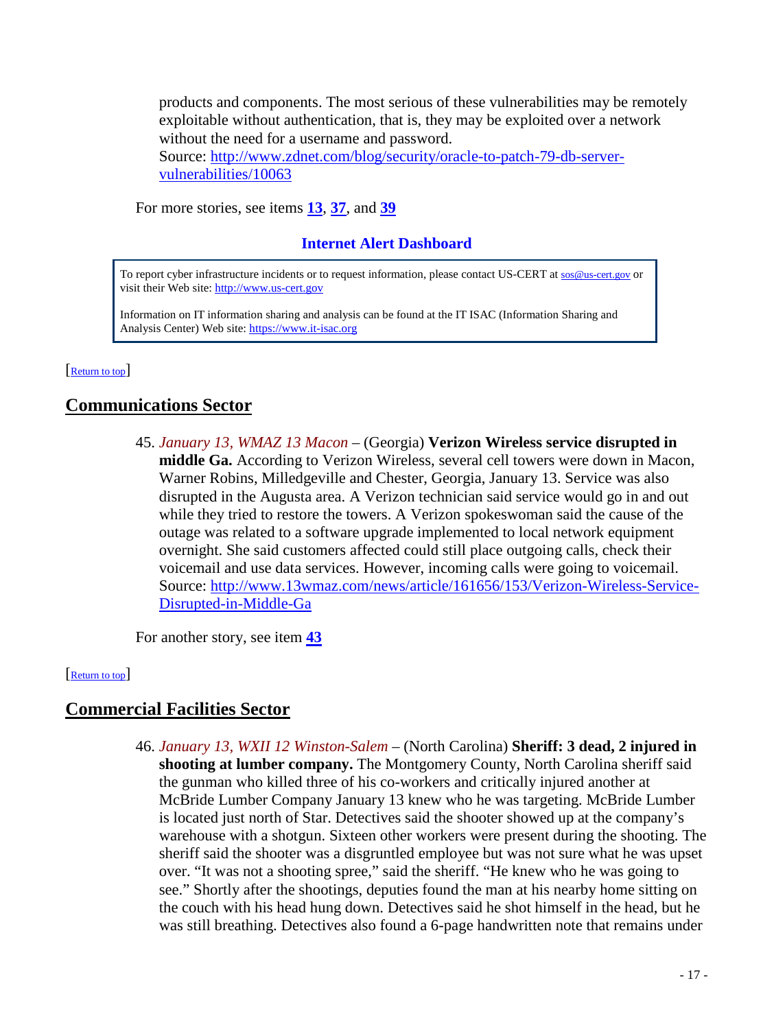products and components. The most serious of these vulnerabilities may be remotely exploitable without authentication, that is, they may be exploited over a network without the need for a username and password.
Source: [http://www.zdnet.com/blog/security/oracle-to-patch-79-db-server-vulnerabilities/10063](http://www.zdnet.com/blog/security/oracle-to-patch-79-db-server-vulnerabilities/10063)

For more stories, see items **13**, **37**, and **39**

**Internet Alert Dashboard**

> To report cyber infrastructure incidents or to request information, please contact US-CERT at sos@us-cert.gov or visit their Web site: http://www.us-cert.gov
>
> Information on IT information sharing and analysis can be found at the IT ISAC (Information Sharing and Analysis Center) Web site: https://www.it-isac.org

[Return to top]

## Communications Sector

45. *January 13, WMAZ 13 Macon* – (Georgia) **Verizon Wireless service disrupted in middle Ga.** According to Verizon Wireless, several cell towers were down in Macon, Warner Robins, Milledgeville and Chester, Georgia, January 13. Service was also disrupted in the Augusta area. A Verizon technician said service would go in and out while they tried to restore the towers. A Verizon spokeswoman said the cause of the outage was related to a software upgrade implemented to local network equipment overnight. She said customers affected could still place outgoing calls, check their voicemail and use data services. However, incoming calls were going to voicemail.
Source: [http://www.13wmaz.com/news/article/161656/153/Verizon-Wireless-Service-Disrupted-in-Middle-Ga](http://www.13wmaz.com/news/article/161656/153/Verizon-Wireless-Service-Disrupted-in-Middle-Ga)

For another story, see item **43**

[Return to top]

## Commercial Facilities Sector

46. *January 13, WXII 12 Winston-Salem* – (North Carolina) **Sheriff: 3 dead, 2 injured in shooting at lumber company.** The Montgomery County, North Carolina sheriff said the gunman who killed three of his co-workers and critically injured another at McBride Lumber Company January 13 knew who he was targeting. McBride Lumber is located just north of Star. Detectives said the shooter showed up at the company's warehouse with a shotgun. Sixteen other workers were present during the shooting. The sheriff said the shooter was a disgruntled employee but was not sure what he was upset over. "It was not a shooting spree," said the sheriff. "He knew who he was going to see." Shortly after the shootings, deputies found the man at his nearby home sitting on the couch with his head hung down. Detectives said he shot himself in the head, but he was still breathing. Detectives also found a 6-page handwritten note that remains under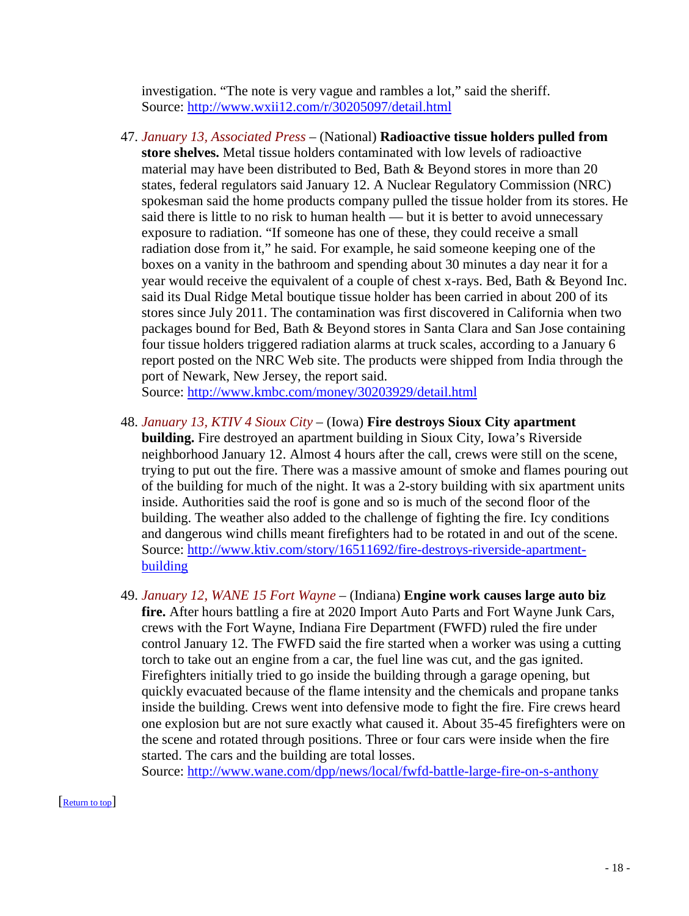investigation. "The note is very vague and rambles a lot," said the sheriff.
Source: http://www.wxii12.com/r/30205097/detail.html

47. *January 13, Associated Press* – (National) **Radioactive tissue holders pulled from store shelves.** Metal tissue holders contaminated with low levels of radioactive material may have been distributed to Bed, Bath & Beyond stores in more than 20 states, federal regulators said January 12. A Nuclear Regulatory Commission (NRC) spokesman said the home products company pulled the tissue holder from its stores. He said there is little to no risk to human health — but it is better to avoid unnecessary exposure to radiation. "If someone has one of these, they could receive a small radiation dose from it," he said. For example, he said someone keeping one of the boxes on a vanity in the bathroom and spending about 30 minutes a day near it for a year would receive the equivalent of a couple of chest x-rays. Bed, Bath & Beyond Inc. said its Dual Ridge Metal boutique tissue holder has been carried in about 200 of its stores since July 2011. The contamination was first discovered in California when two packages bound for Bed, Bath & Beyond stores in Santa Clara and San Jose containing four tissue holders triggered radiation alarms at truck scales, according to a January 6 report posted on the NRC Web site. The products were shipped from India through the port of Newark, New Jersey, the report said.
Source: http://www.kmbc.com/money/30203929/detail.html

48. *January 13, KTIV 4 Sioux City* – (Iowa) **Fire destroys Sioux City apartment building.** Fire destroyed an apartment building in Sioux City, Iowa's Riverside neighborhood January 12. Almost 4 hours after the call, crews were still on the scene, trying to put out the fire. There was a massive amount of smoke and flames pouring out of the building for much of the night. It was a 2-story building with six apartment units inside. Authorities said the roof is gone and so is much of the second floor of the building. The weather also added to the challenge of fighting the fire. Icy conditions and dangerous wind chills meant firefighters had to be rotated in and out of the scene.
Source: http://www.ktiv.com/story/16511692/fire-destroys-riverside-apartment-building

49. *January 12, WANE 15 Fort Wayne* – (Indiana) **Engine work causes large auto biz fire.** After hours battling a fire at 2020 Import Auto Parts and Fort Wayne Junk Cars, crews with the Fort Wayne, Indiana Fire Department (FWFD) ruled the fire under control January 12. The FWFD said the fire started when a worker was using a cutting torch to take out an engine from a car, the fuel line was cut, and the gas ignited. Firefighters initially tried to go inside the building through a garage opening, but quickly evacuated because of the flame intensity and the chemicals and propane tanks inside the building. Crews went into defensive mode to fight the fire. Fire crews heard one explosion but are not sure exactly what caused it. About 35-45 firefighters were on the scene and rotated through positions. Three or four cars were inside when the fire started. The cars and the building are total losses.
Source: http://www.wane.com/dpp/news/local/fwfd-battle-large-fire-on-s-anthony

[Return to top]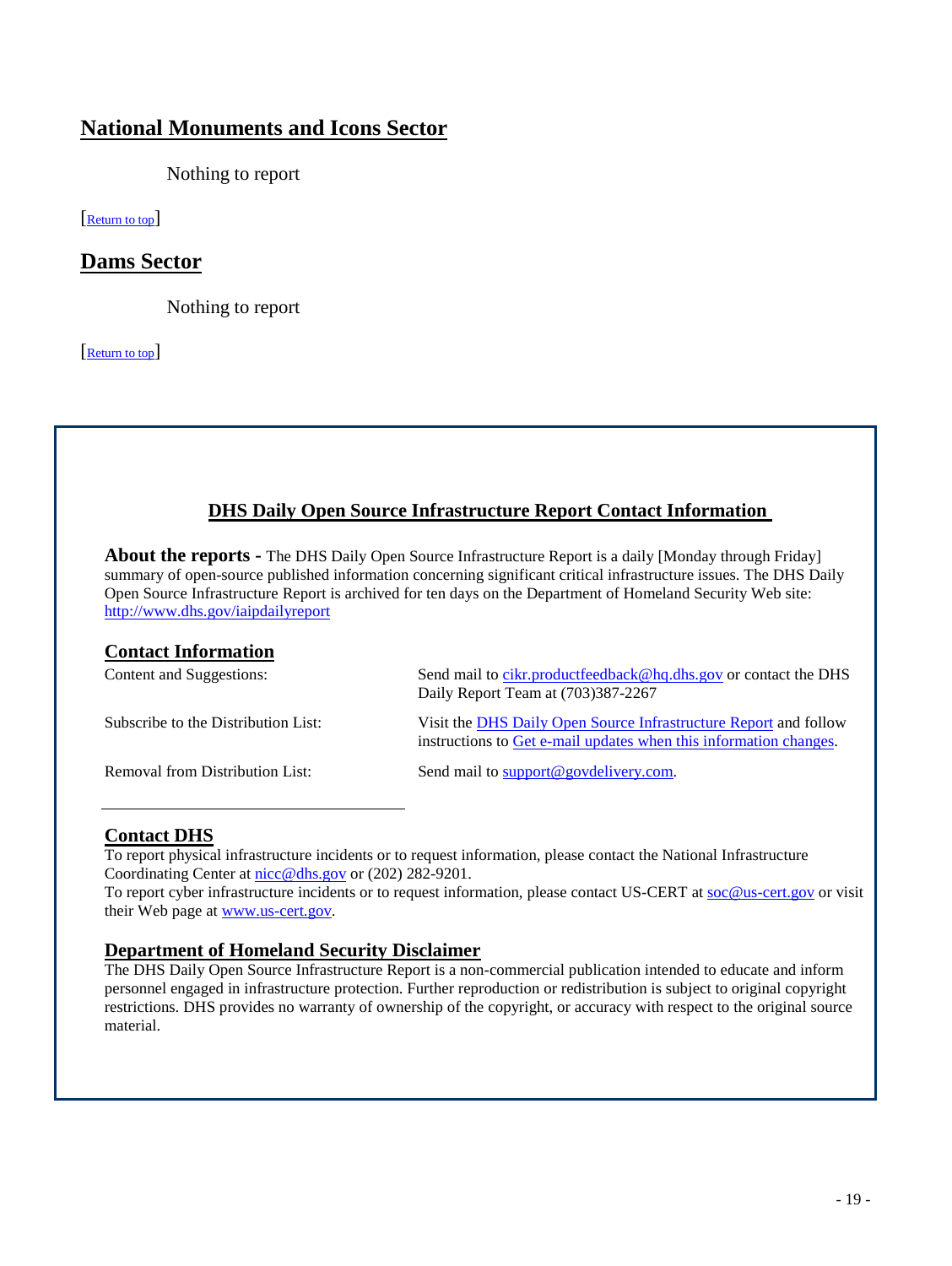## National Monuments and Icons Sector

Nothing to report

[Return to top]

## Dams Sector

Nothing to report

[Return to top]

### DHS Daily Open Source Infrastructure Report Contact Information

**About the reports -** The DHS Daily Open Source Infrastructure Report is a daily [Monday through Friday] summary of open-source published information concerning significant critical infrastructure issues. The DHS Daily Open Source Infrastructure Report is archived for ten days on the Department of Homeland Security Web site: http://www.dhs.gov/iaipdailyreport

#### Contact Information

| | |
|---|---|
| Content and Suggestions: | Send mail to cikr.productfeedback@hq.dhs.gov or contact the DHS Daily Report Team at (703)387-2267 |
| Subscribe to the Distribution List: | Visit the DHS Daily Open Source Infrastructure Report and follow instructions to Get e-mail updates when this information changes. |
| Removal from Distribution List: | Send mail to support@govdelivery.com. |

#### Contact DHS

To report physical infrastructure incidents or to request information, please contact the National Infrastructure Coordinating Center at nicc@dhs.gov or (202) 282-9201.

To report cyber infrastructure incidents or to request information, please contact US-CERT at soc@us-cert.gov or visit their Web page at www.us-cert.gov.

#### Department of Homeland Security Disclaimer

The DHS Daily Open Source Infrastructure Report is a non-commercial publication intended to educate and inform personnel engaged in infrastructure protection. Further reproduction or redistribution is subject to original copyright restrictions. DHS provides no warranty of ownership of the copyright, or accuracy with respect to the original source material.